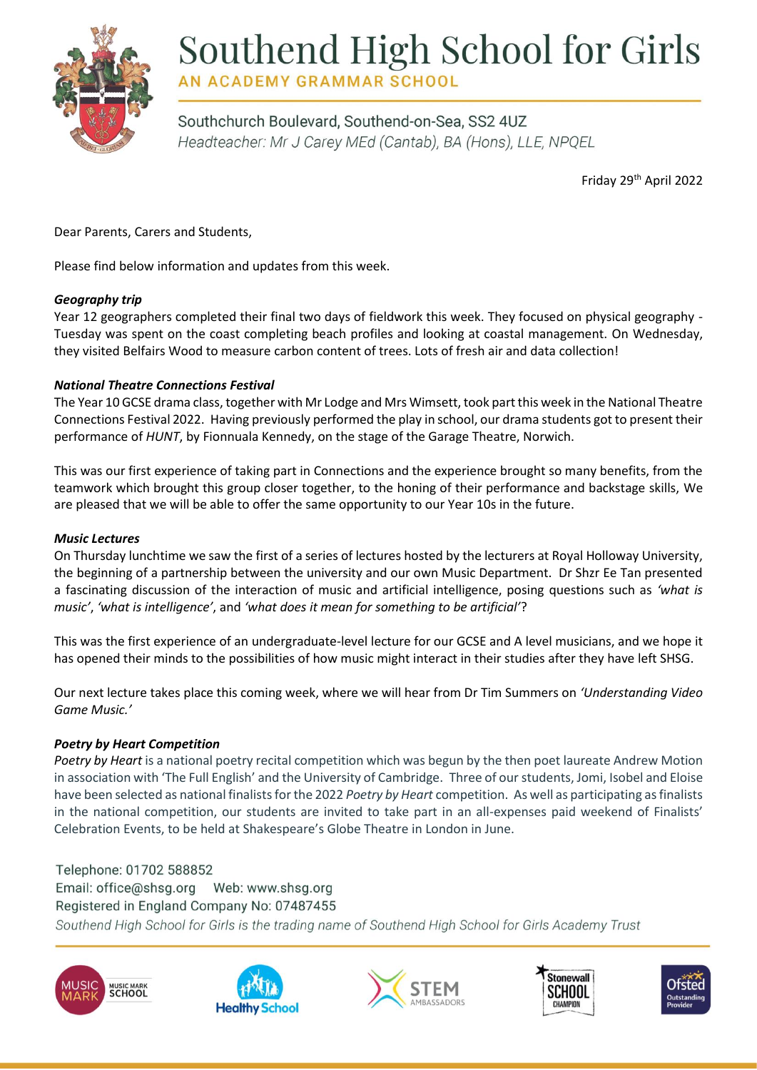# Southend High School for Girls

**AN ACADEMY GRAMMAR SCHOOL**

Southchurch Boulevard, Southend-on-Sea, SS2 4UZ
*Headteacher: Mr J Carey MEd (Cantab), BA (Hons), LLE, NPQEL*

Friday 29th April 2022

Dear Parents, Carers and Students,

Please find below information and updates from this week.

***Geography trip***

Year 12 geographers completed their final two days of fieldwork this week. They focused on physical geography - Tuesday was spent on the coast completing beach profiles and looking at coastal management. On Wednesday, they visited Belfairs Wood to measure carbon content of trees. Lots of fresh air and data collection!

***National Theatre Connections Festival***

The Year 10 GCSE drama class, together with Mr Lodge and Mrs Wimsett, took part this week in the National Theatre Connections Festival 2022. Having previously performed the play in school, our drama students got to present their performance of *HUNT*, by Fionnuala Kennedy, on the stage of the Garage Theatre, Norwich.

This was our first experience of taking part in Connections and the experience brought so many benefits, from the teamwork which brought this group closer together, to the honing of their performance and backstage skills, We are pleased that we will be able to offer the same opportunity to our Year 10s in the future.

***Music Lectures***

On Thursday lunchtime we saw the first of a series of lectures hosted by the lecturers at Royal Holloway University, the beginning of a partnership between the university and our own Music Department. Dr Shzr Ee Tan presented a fascinating discussion of the interaction of music and artificial intelligence, posing questions such as *'what is music'*, *'what is intelligence'*, and *'what does it mean for something to be artificial'*?

This was the first experience of an undergraduate-level lecture for our GCSE and A level musicians, and we hope it has opened their minds to the possibilities of how music might interact in their studies after they have left SHSG.

Our next lecture takes place this coming week, where we will hear from Dr Tim Summers on *'Understanding Video Game Music.'*

***Poetry by Heart Competition***

*Poetry by Heart* is a national poetry recital competition which was begun by the then poet laureate Andrew Motion in association with 'The Full English' and the University of Cambridge. Three of our students, Jomi, Isobel and Eloise have been selected as national finalists for the 2022 *Poetry by Heart* competition. As well as participating as finalists in the national competition, our students are invited to take part in an all-expenses paid weekend of Finalists' Celebration Events, to be held at Shakespeare's Globe Theatre in London in June.

Telephone: 01702 588852
Email: office@shsg.org Web: www.shsg.org
Registered in England Company No: 07487455
*Southend High School for Girls is the trading name of Southend High School for Girls Academy Trust*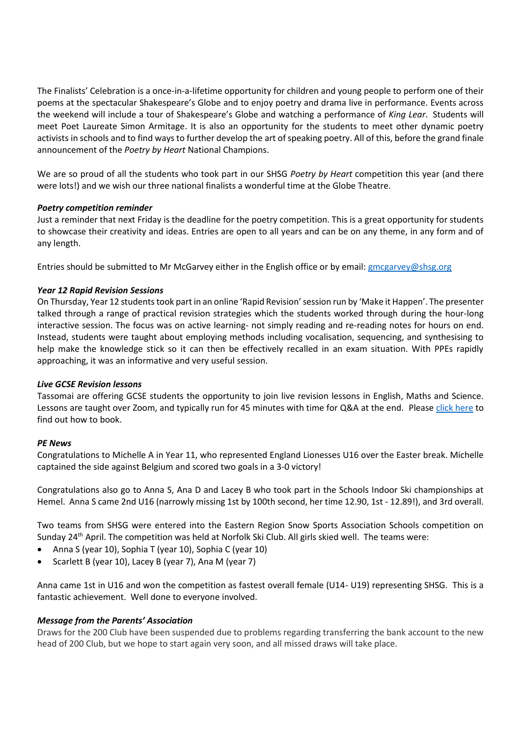The Finalists' Celebration is a once-in-a-lifetime opportunity for children and young people to perform one of their poems at the spectacular Shakespeare's Globe and to enjoy poetry and drama live in performance. Events across the weekend will include a tour of Shakespeare's Globe and watching a performance of *King Lear*. Students will meet Poet Laureate Simon Armitage. It is also an opportunity for the students to meet other dynamic poetry activists in schools and to find ways to further develop the art of speaking poetry. All of this, before the grand finale announcement of the *Poetry by Heart* National Champions.

We are so proud of all the students who took part in our SHSG *Poetry by Heart* competition this year (and there were lots!) and we wish our three national finalists a wonderful time at the Globe Theatre.

***Poetry competition reminder***

Just a reminder that next Friday is the deadline for the poetry competition. This is a great opportunity for students to showcase their creativity and ideas. Entries are open to all years and can be on any theme, in any form and of any length.

Entries should be submitted to Mr McGarvey either in the English office or by email: gmcgarvey@shsg.org

***Year 12 Rapid Revision Sessions***

On Thursday, Year 12 students took part in an online 'Rapid Revision' session run by 'Make it Happen'. The presenter talked through a range of practical revision strategies which the students worked through during the hour-long interactive session. The focus was on active learning- not simply reading and re-reading notes for hours on end. Instead, students were taught about employing methods including vocalisation, sequencing, and synthesising to help make the knowledge stick so it can then be effectively recalled in an exam situation. With PPEs rapidly approaching, it was an informative and very useful session.

***Live GCSE Revision lessons***

Tassomai are offering GCSE students the opportunity to join live revision lessons in English, Maths and Science. Lessons are taught over Zoom, and typically run for 45 minutes with time for Q&A at the end. Please click here to find out how to book.

***PE News***

Congratulations to Michelle A in Year 11, who represented England Lionesses U16 over the Easter break. Michelle captained the side against Belgium and scored two goals in a 3-0 victory!

Congratulations also go to Anna S, Ana D and Lacey B who took part in the Schools Indoor Ski championships at Hemel. Anna S came 2nd U16 (narrowly missing 1st by 100th second, her time 12.90, 1st - 12.89!), and 3rd overall.

Two teams from SHSG were entered into the Eastern Region Snow Sports Association Schools competition on Sunday 24th April. The competition was held at Norfolk Ski Club. All girls skied well. The teams were:

- Anna S (year 10), Sophia T (year 10), Sophia C (year 10)
- Scarlett B (year 10), Lacey B (year 7), Ana M (year 7)

Anna came 1st in U16 and won the competition as fastest overall female (U14- U19) representing SHSG. This is a fantastic achievement. Well done to everyone involved.

***Message from the Parents' Association***

Draws for the 200 Club have been suspended due to problems regarding transferring the bank account to the new head of 200 Club, but we hope to start again very soon, and all missed draws will take place.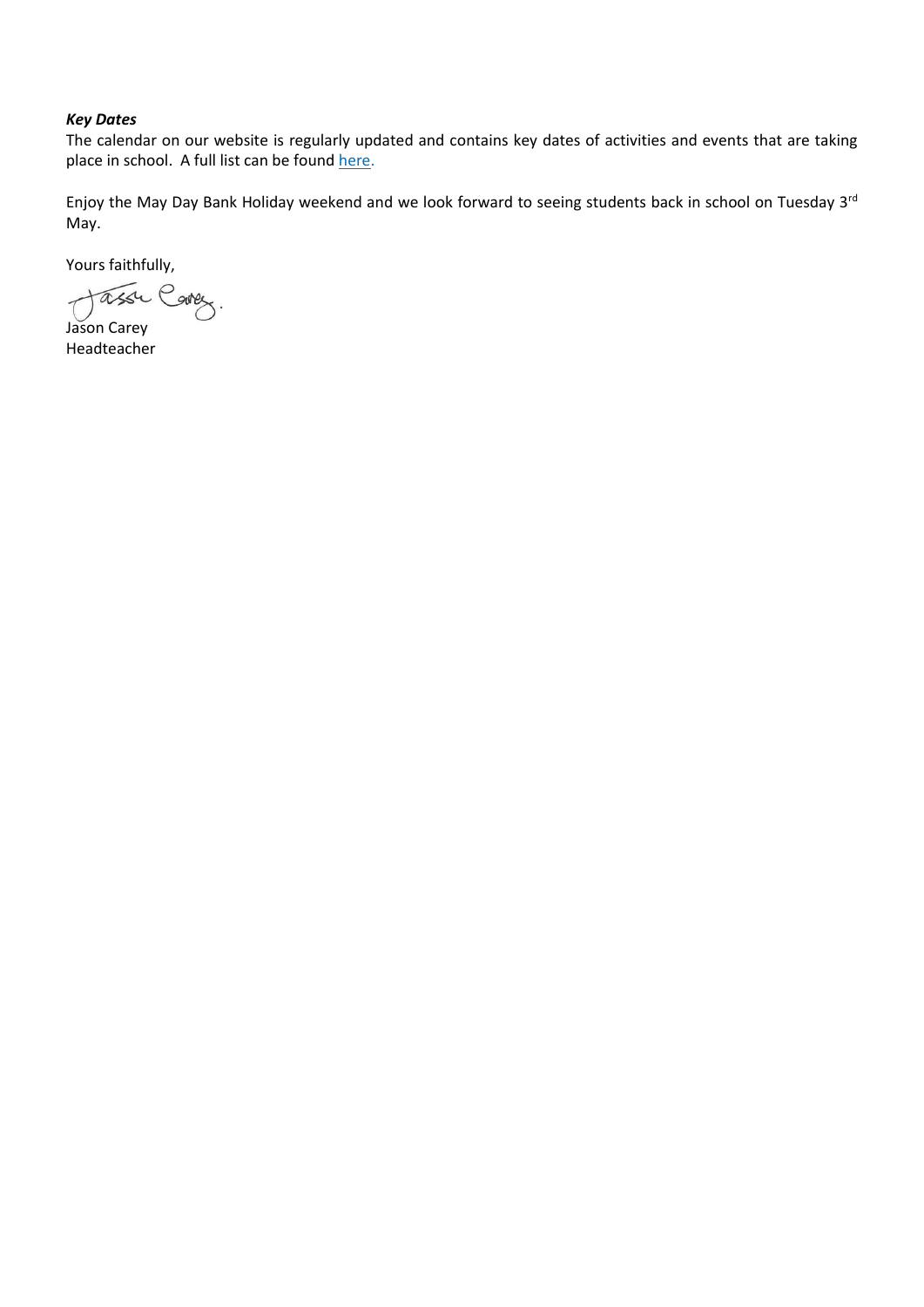***Key Dates***

The calendar on our website is regularly updated and contains key dates of activities and events that are taking place in school. A full list can be found here.

Enjoy the May Day Bank Holiday weekend and we look forward to seeing students back in school on Tuesday 3rd May.

Yours faithfully,

Jason Carey
Headteacher